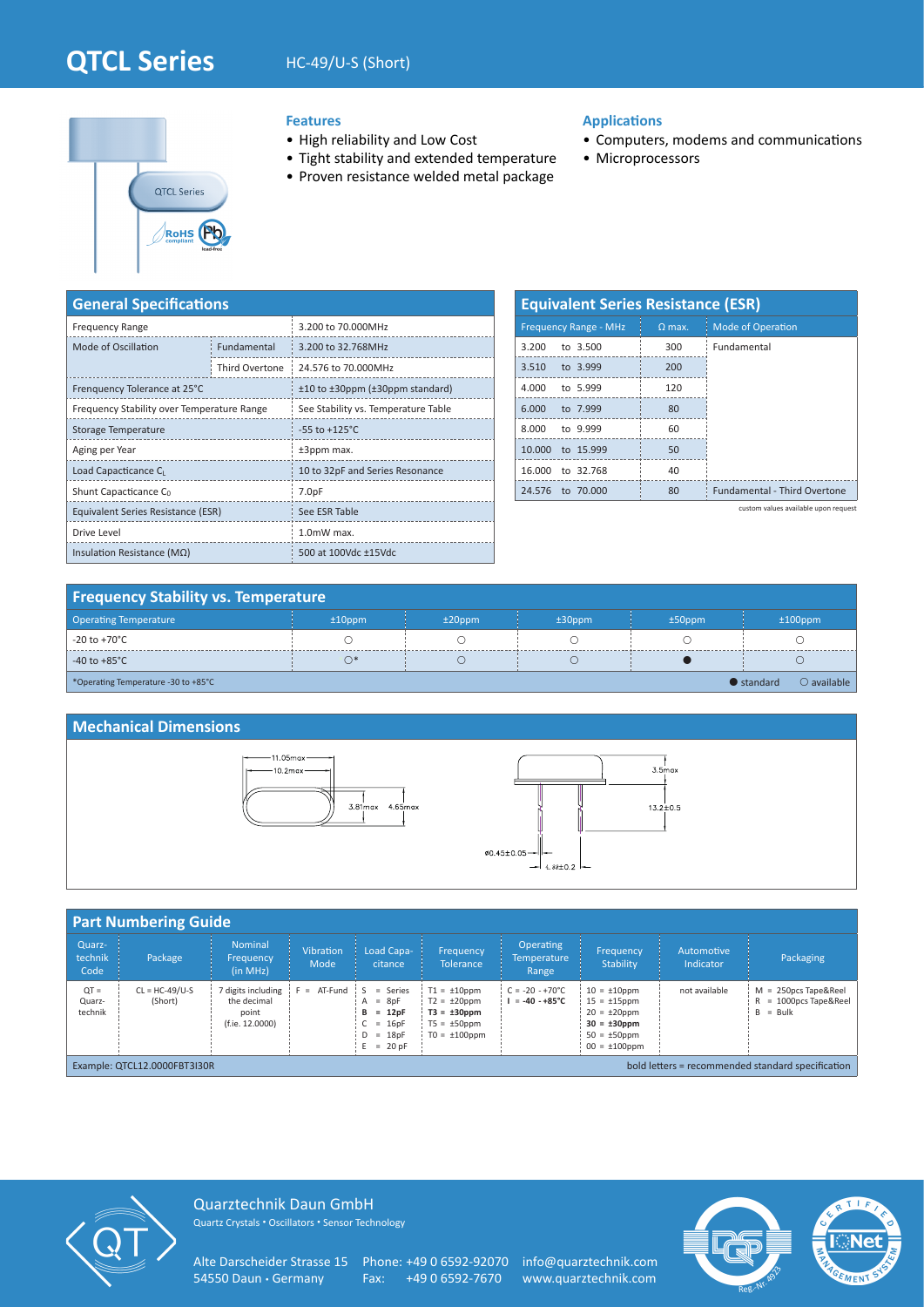# QTCL Series

HC-49/U-S (Short)

### Features

- High reliability and Low Cost
- Tight stability and extended temperature
- Proven resistance welded metal package

### Applications

- Computers, modems and communications
- Microprocessors

## General Specifications

| | | |
|---|---|---|
| Frequency Range | | 3.200 to 70.000MHz |
| Mode of Oscillation | Fundamental | 3.200 to 32.768MHz |
| | Third Overtone | 24.576 to 70.000MHz |
| Frenquency Tolerance at 25°C | | ±10 to ±30ppm (±30ppm standard) |
| Frequency Stability over Temperature Range | | See Stability vs. Temperature Table |
| Storage Temperature | | -55 to +125°C |
| Aging per Year | | ±3ppm max. |
| Load Capacitance $C_L$ | | 10 to 32pF and Series Resonance |
| Shunt Capacticance $C_0$ | | 7.0pF |
| Equivalent Series Resistance (ESR) | | See ESR Table |
| Drive Level | | 1.0mW max. |
| Insulation Resistance (MΩ) | | 500 at 100Vdc ±15Vdc |

## Equivalent Series Resistance (ESR)

| Frequency Range - MHz | Ω max. | Mode of Operation |
|---|---|---|
| 3.200 to 3.500 | 300 | Fundamental |
| 3.510 to 3.999 | 200 | |
| 4.000 to 5.999 | 120 | |
| 6.000 to 7.999 | 80 | |
| 8.000 to 9.999 | 60 | |
| 10.000 to 15.999 | 50 | |
| 16.000 to 32.768 | 40 | |
| 24.576 to 70.000 | 80 | Fundamental - Third Overtone |

custom values available upon request

## Frequency Stability vs. Temperature

| Operating Temperature | ±10ppm | ±20ppm | ±30ppm | ±50ppm | ±100ppm |
|---|---|---|---|---|---|
| -20 to +70°C | ○ | ○ | ○ | ○ | ○ |
| -40 to +85°C | ○* | ○ | ○ | ● | ○ |

*Operating Temperature -30 to +85°C

● standard ○ available

## Mechanical Dimensions

11.05max, 10.2max, 3.81max, 4.65max, 3.5max, 13.2±0.5, ø0.45±0.05, 4.88±0.2

## Part Numbering Guide

| Quarz-technik Code | Package | Nominal Frequency (in MHz) | Vibration Mode | Load Capa-citance | Frequency Tolerance | Operating Temperature Range | Frequency Stability | Automotive Indicator | Packaging |
|---|---|---|---|---|---|---|---|---|---|
| QT = Quarz-technik | CL = HC-49/U-S (Short) | 7 digits including the decimal point (f.ie. 12.0000) | F = AT-Fund | S = Series<br>A = 8pF<br>**B = 12pF**<br>C = 16pF<br>D = 18pF<br>E = 20 pF | T1 = ±10ppm<br>T2 = ±20ppm<br>**T3 = ±30ppm**<br>T5 = ±50ppm<br>T0 = ±100ppm | C = -20 - +70°C<br>**I = -40 - +85°C** | 10 = ±10ppm<br>15 = ±15ppm<br>20 = ±20ppm<br>**30 = ±30ppm**<br>50 = ±50ppm<br>00 = ±100ppm | not available | M = 250pcs Tape&Reel<br>R = 1000pcs Tape&Reel<br>B = Bulk |

Example: QTCL12.0000FBT3I30R

bold letters = recommended standard specification

Quarztechnik Daun GmbH
Quartz Crystals • Oscillators • Sensor Technology

Alte Darscheider Strasse 15
54550 Daun • Germany

Phone: +49 0 6592-92070
Fax: +49 0 6592-7670

info@quarztechnik.com
www.quarztechnik.com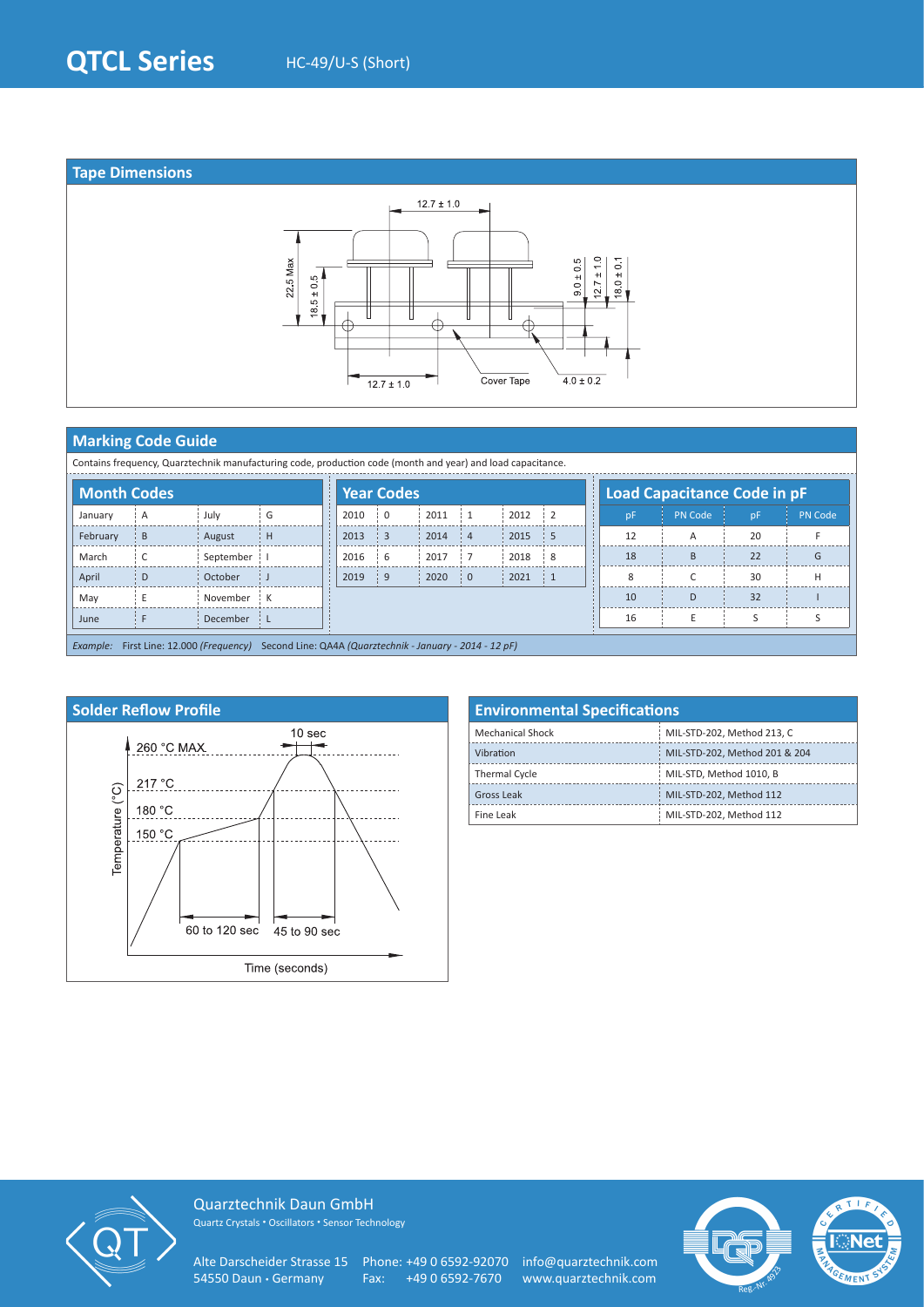# QTCL Series

HC-49/U-S (Short)

## Tape Dimensions

12.7 ± 1.0

22.5 Max

18.5 ± 0.5

9.0 ± 0.5

12.7 ± 1.0

18.0 ± 0.1

12.7 ± 1.0

Cover Tape

4.0 ± 0.2

## Marking Code Guide

Contains frequency, Quarztechnik manufacturing code, production code (month and year) and load capacitance.

### Month Codes

| | | | |
|---|---|---|---|
| January | A | July | G |
| February | B | August | H |
| March | C | September | I |
| April | D | October | J |
| May | E | November | K |
| June | F | December | L |

### Year Codes

| | | | | | |
|---|---|---|---|---|---|
| 2010 | 0 | 2011 | 1 | 2012 | 2 |
| 2013 | 3 | 2014 | 4 | 2015 | 5 |
| 2016 | 6 | 2017 | 7 | 2018 | 8 |
| 2019 | 9 | 2020 | 0 | 2021 | 1 |

### Load Capacitance Code in pF

| pF | PN Code | pF | PN Code |
|---|---|---|---|
| 12 | A | 20 | F |
| 18 | B | 22 | G |
| 8 | C | 30 | H |
| 10 | D | 32 | I |
| 16 | E | S | S |

*Example:* First Line: 12.000 *(Frequency)* Second Line: QA4A *(Quarztechnik - January - 2014 - 12 pF)*

## Solder Reflow Profile

10 sec

260 °C MAX.

217 °C

180 °C

150 °C

Temperature (°C)

60 to 120 sec

45 to 90 sec

Time (seconds)

## Environmental Specifications

| | |
|---|---|
| Mechanical Shock | MIL-STD-202, Method 213, C |
| Vibration | MIL-STD-202, Method 201 & 204 |
| Thermal Cycle | MIL-STD, Method 1010, B |
| Gross Leak | MIL-STD-202, Method 112 |
| Fine Leak | MIL-STD-202, Method 112 |

Quarztechnik Daun GmbH
Quartz Crystals • Oscillators • Sensor Technology

Alte Darscheider Strasse 15
54550 Daun • Germany

Phone: +49 0 6592-92070
Fax: +49 0 6592-7670

info@quarztechnik.com
www.quarztechnik.com